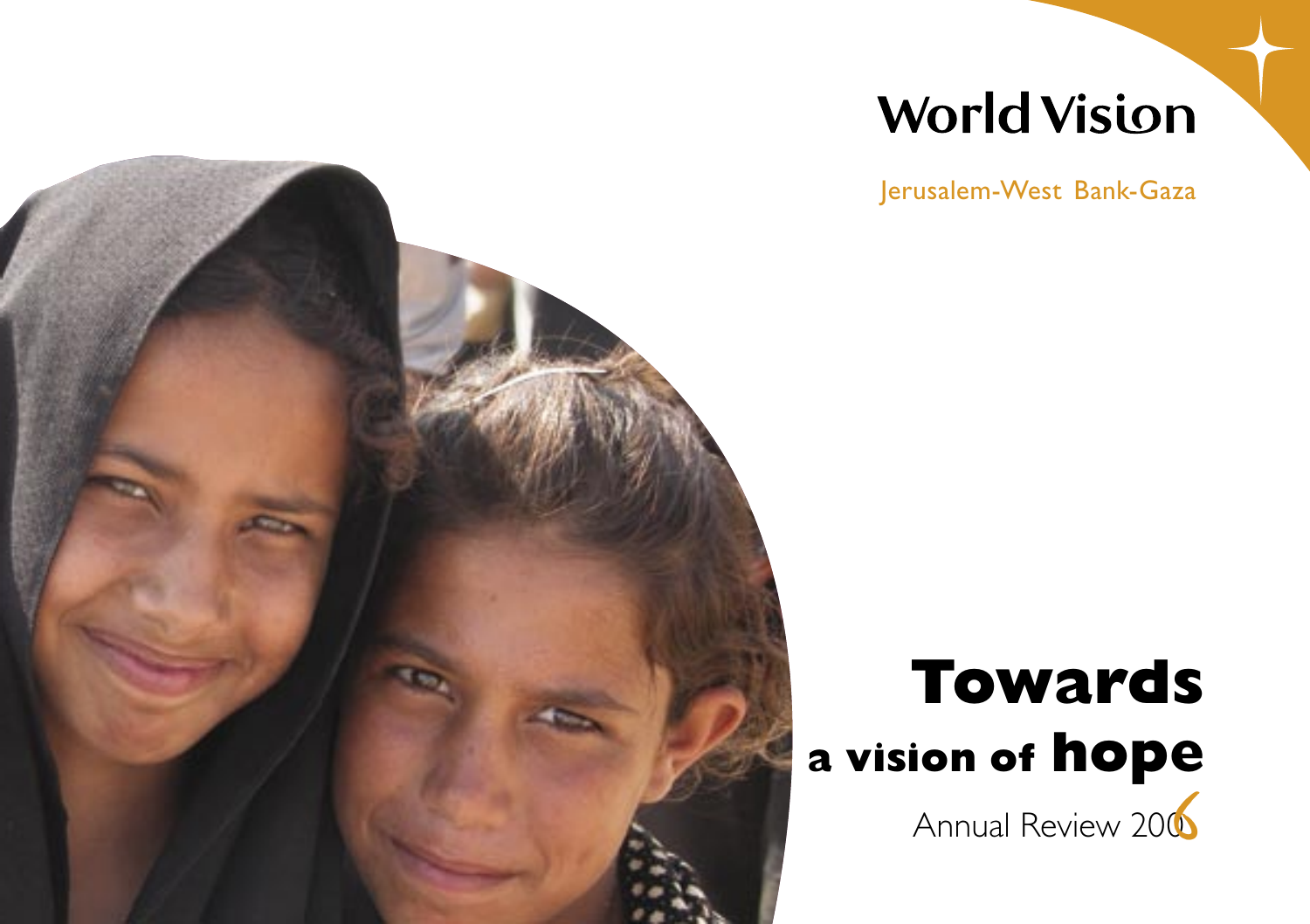World Vision

Jerusalem-West Bank-Gaza

# Towards a vision of hope

Annual Review 2006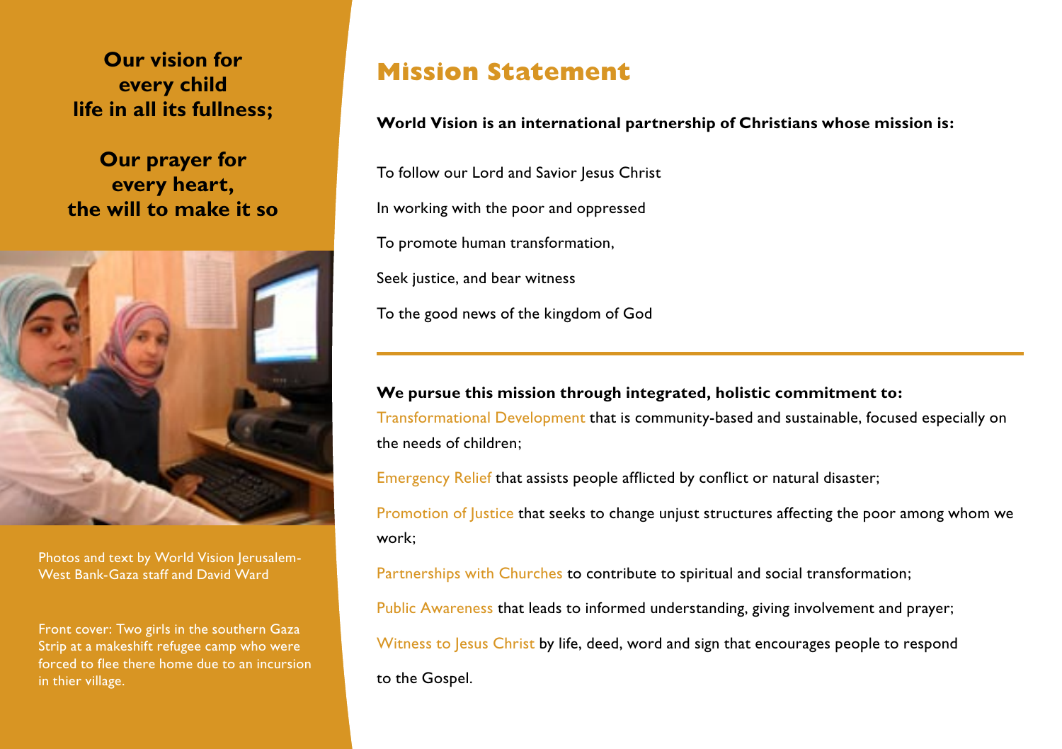**Our vision for every child life in all its fullness;**

**Our prayer for every heart, the will to make it so**

Photos and text by World Vision Jerusalem-West Bank-Gaza staff and David Ward

Front cover: Two girls in the southern Gaza Strip at a makeshift refugee camp who were forced to flee there home due to an incursion in thier village.

# Mission Statement

**World Vision is an international partnership of Christians whose mission is:**

To follow our Lord and Savior Jesus Christ

In working with the poor and oppressed

To promote human transformation,

Seek justice, and bear witness

To the good news of the kingdom of God

---

**We pursue this mission through integrated, holistic commitment to:**

Transformational Development that is community-based and sustainable, focused especially on the needs of children;

Emergency Relief that assists people afflicted by conflict or natural disaster;

Promotion of Justice that seeks to change unjust structures affecting the poor among whom we work;

Partnerships with Churches to contribute to spiritual and social transformation;

Public Awareness that leads to informed understanding, giving involvement and prayer;

Witness to Jesus Christ by life, deed, word and sign that encourages people to respond to the Gospel.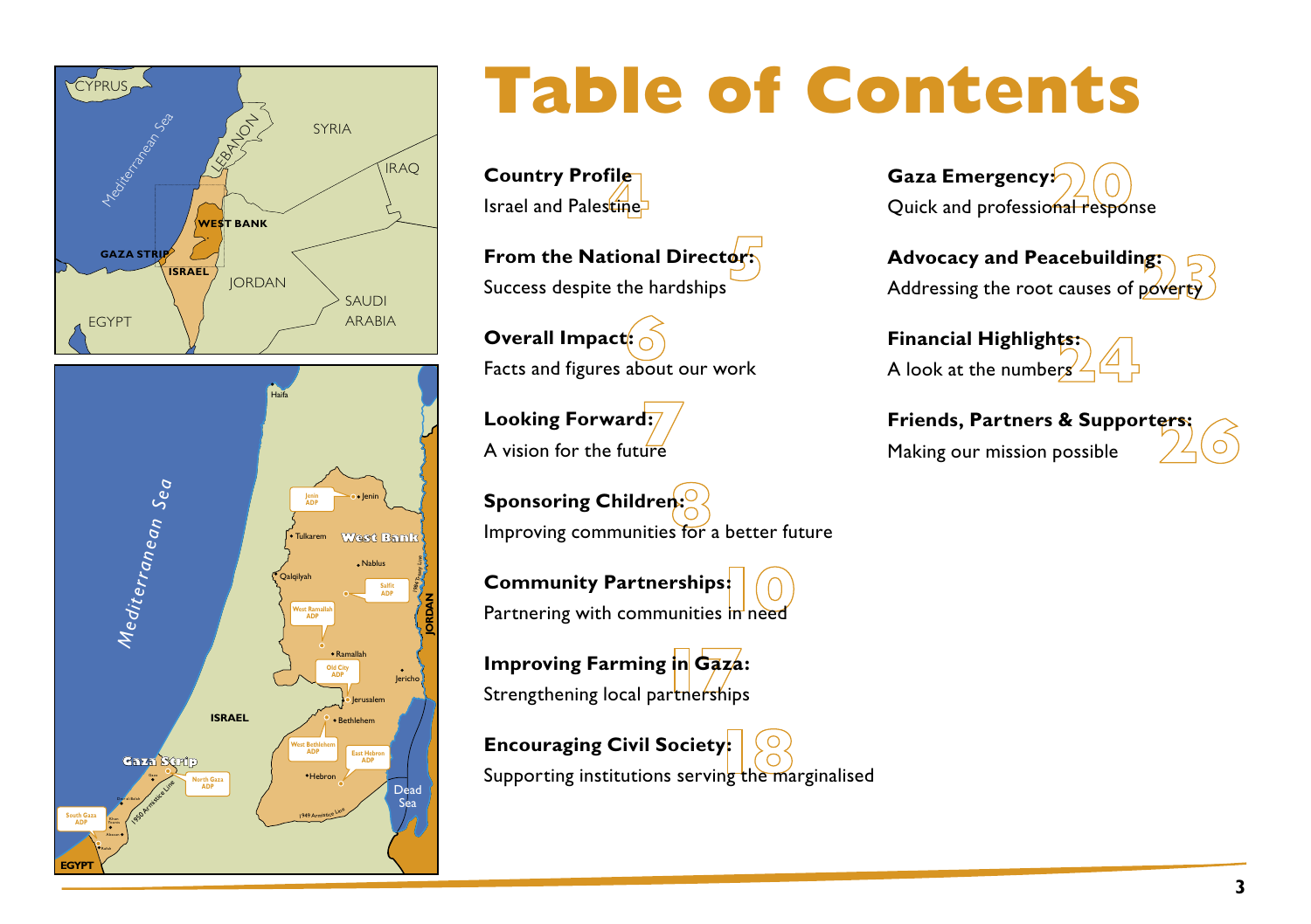# Table of Contents

**Country Profile** 4
Israel and Palestine

**From the National Director:** 5
Success despite the hardships

**Overall Impact:** 6
Facts and figures about our work

**Looking Forward:** 7
A vision for the future

**Sponsoring Children:** 8
Improving communities for a better future

**Community Partnerships:** 10
Partnering with communities in need

**Improving Farming in Gaza:** 17
Strengthening local partnerships

**Encouraging Civil Society:** 18
Supporting institutions serving the marginalised

**Gaza Emergency:** 20
Quick and professional response

**Advocacy and Peacebuilding:** 23
Addressing the root causes of poverty

**Financial Highlights:** 24
A look at the numbers

**Friends, Partners & Supporters:** 26
Making our mission possible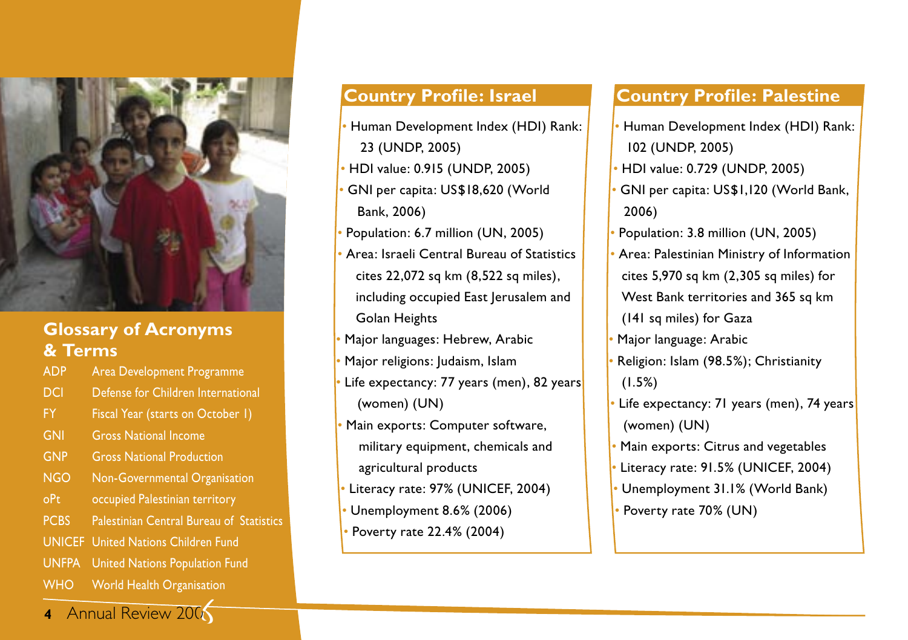## Glossary of Acronyms & Terms

| | |
|---|---|
| ADP | Area Development Programme |
| DCI | Defense for Children International |
| FY | Fiscal Year (starts on October 1) |
| GNI | Gross National Income |
| GNP | Gross National Production |
| NGO | Non-Governmental Organisation |
| oPt | occupied Palestinian territory |
| PCBS | Palestinian Central Bureau of Statistics |
| UNICEF | United Nations Children Fund |
| UNFPA | United Nations Population Fund |
| WHO | World Health Organisation |

## Country Profile: Israel

- Human Development Index (HDI) Rank: 23 (UNDP, 2005)
- HDI value: 0.915 (UNDP, 2005)
- GNI per capita: US$18,620 (World Bank, 2006)
- Population: 6.7 million (UN, 2005)
- Area: Israeli Central Bureau of Statistics cites 22,072 sq km (8,522 sq miles), including occupied East Jerusalem and Golan Heights
- Major languages: Hebrew, Arabic
- Major religions: Judaism, Islam
- Life expectancy: 77 years (men), 82 years (women) (UN)
- Main exports: Computer software, military equipment, chemicals and agricultural products
- Literacy rate: 97% (UNICEF, 2004)
- Unemployment 8.6% (2006)
- Poverty rate 22.4% (2004)

## Country Profile: Palestine

- Human Development Index (HDI) Rank: 102 (UNDP, 2005)
- HDI value: 0.729 (UNDP, 2005)
- GNI per capita: US$1,120 (World Bank, 2006)
- Population: 3.8 million (UN, 2005)
- Area: Palestinian Ministry of Information cites 5,970 sq km (2,305 sq miles) for West Bank territories and 365 sq km (141 sq miles) for Gaza
- Major language: Arabic
- Religion: Islam (98.5%); Christianity (1.5%)
- Life expectancy: 71 years (men), 74 years (women) (UN)
- Main exports: Citrus and vegetables
- Literacy rate: 91.5% (UNICEF, 2004)
- Unemployment 31.1% (World Bank)
- Poverty rate 70% (UN)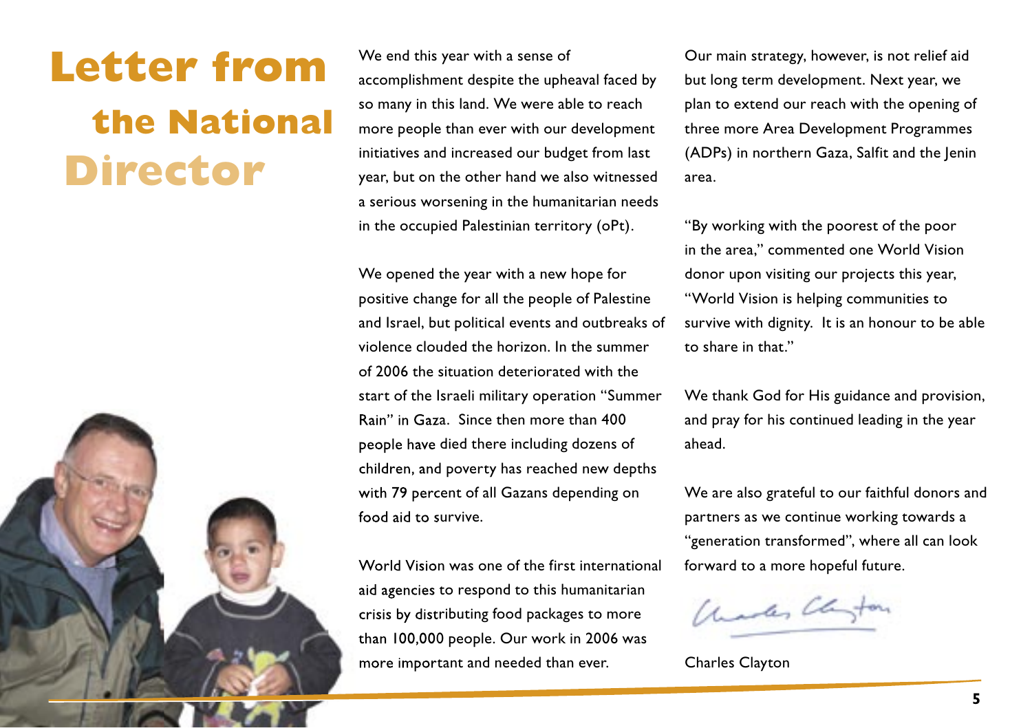# Letter from the National Director

We end this year with a sense of accomplishment despite the upheaval faced by so many in this land. We were able to reach more people than ever with our development initiatives and increased our budget from last year, but on the other hand we also witnessed a serious worsening in the humanitarian needs in the occupied Palestinian territory (oPt).

We opened the year with a new hope for positive change for all the people of Palestine and Israel, but political events and outbreaks of violence clouded the horizon. In the summer of 2006 the situation deteriorated with the start of the Israeli military operation "Summer Rain" in Gaza. Since then more than 400 people have died there including dozens of children, and poverty has reached new depths with 79 percent of all Gazans depending on food aid to survive.

World Vision was one of the first international aid agencies to respond to this humanitarian crisis by distributing food packages to more than 100,000 people. Our work in 2006 was more important and needed than ever.

Our main strategy, however, is not relief aid but long term development. Next year, we plan to extend our reach with the opening of three more Area Development Programmes (ADPs) in northern Gaza, Salfit and the Jenin area.

"By working with the poorest of the poor in the area," commented one World Vision donor upon visiting our projects this year, "World Vision is helping communities to survive with dignity. It is an honour to be able to share in that."

We thank God for His guidance and provision, and pray for his continued leading in the year ahead.

We are also grateful to our faithful donors and partners as we continue working towards a "generation transformed", where all can look forward to a more hopeful future.

Charles Clayton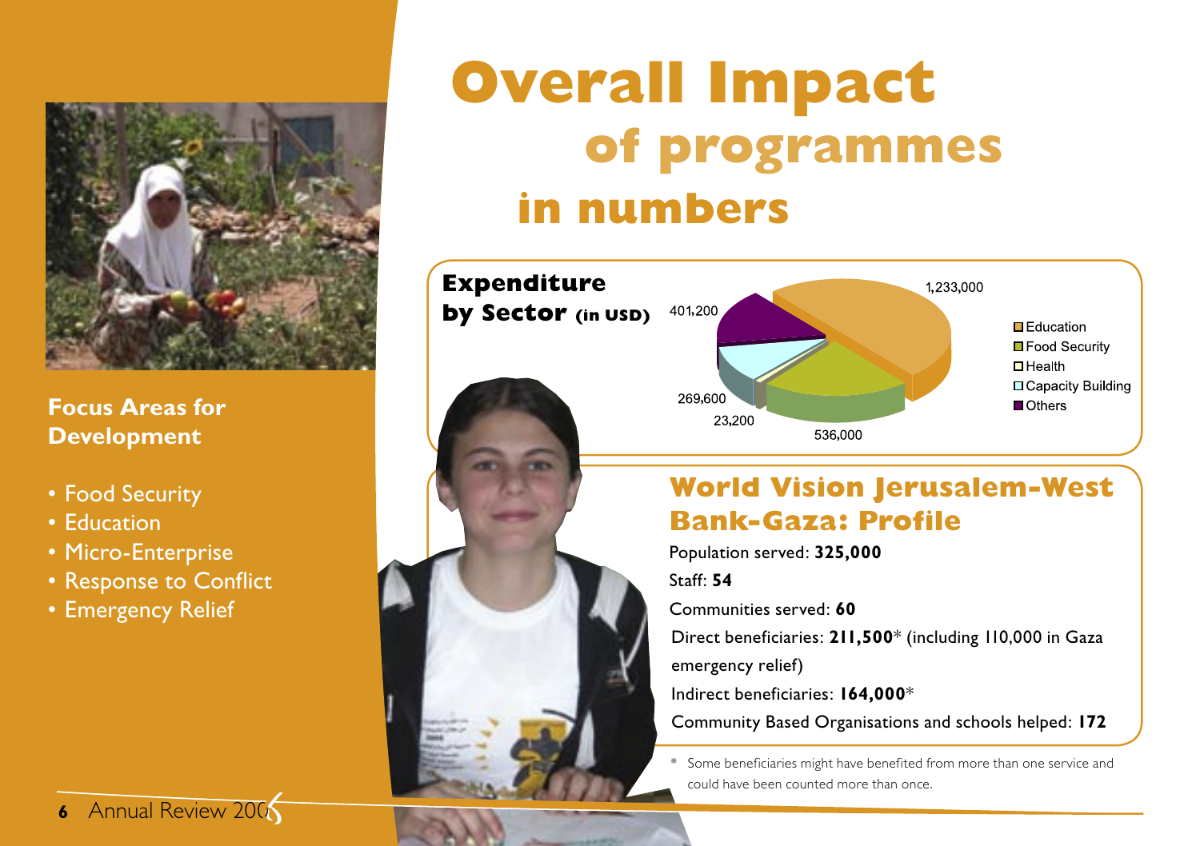# Overall Impact of programmes in numbers

## Focus Areas for Development

- Food Security
- Education
- Micro-Enterprise
- Response to Conflict
- Emergency Relief

## Expenditure by Sector (in USD)

| Sector | Expenditure (USD) |
|---|---|
| Education | 1,233,000 |
| Food Security | 536,000 |
| Health | 23,200 |
| Capacity Building | 269,600 |
| Others | 401,200 |

## World Vision Jerusalem-West Bank-Gaza: Profile

Population served: **325,000**

Staff: **54**

Communities served: **60**

Direct beneficiaries: **211,500*** (including 110,000 in Gaza emergency relief)

Indirect beneficiaries: **164,000***

Community Based Organisations and schools helped: **172**

* Some beneficiaries might have benefited from more than one service and could have been counted more than once.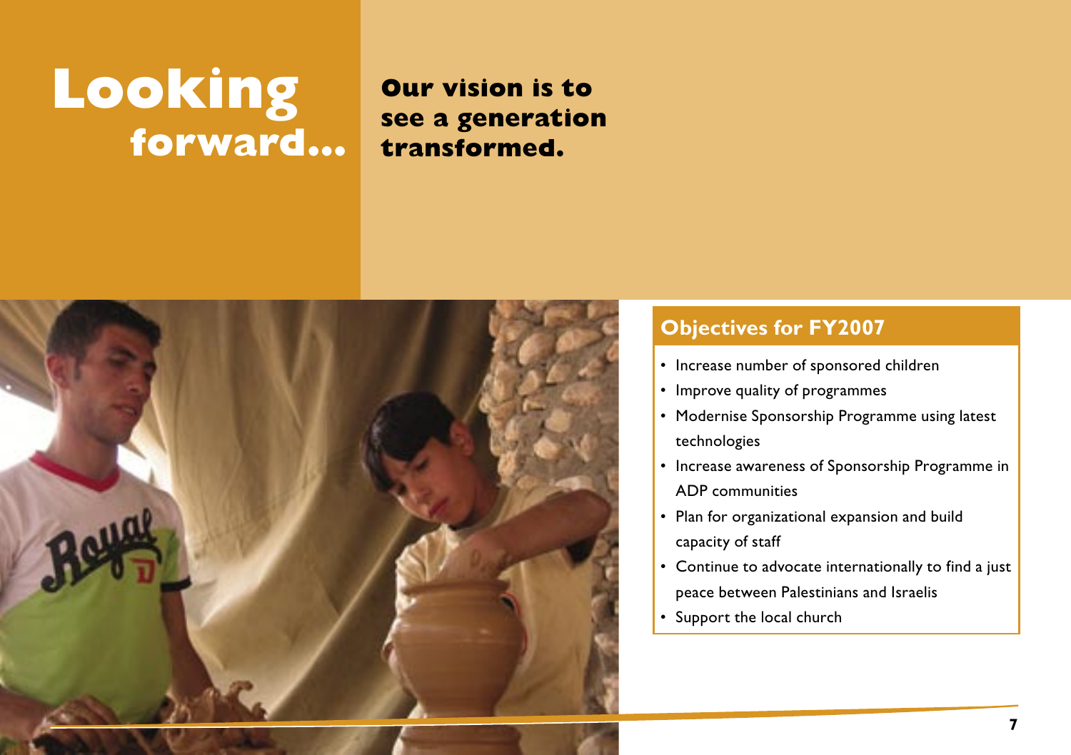# Looking forward...

**Our vision is to see a generation transformed.**

## Objectives for FY2007

- Increase number of sponsored children
- Improve quality of programmes
- Modernise Sponsorship Programme using latest technologies
- Increase awareness of Sponsorship Programme in ADP communities
- Plan for organizational expansion and build capacity of staff
- Continue to advocate internationally to find a just peace between Palestinians and Israelis
- Support the local church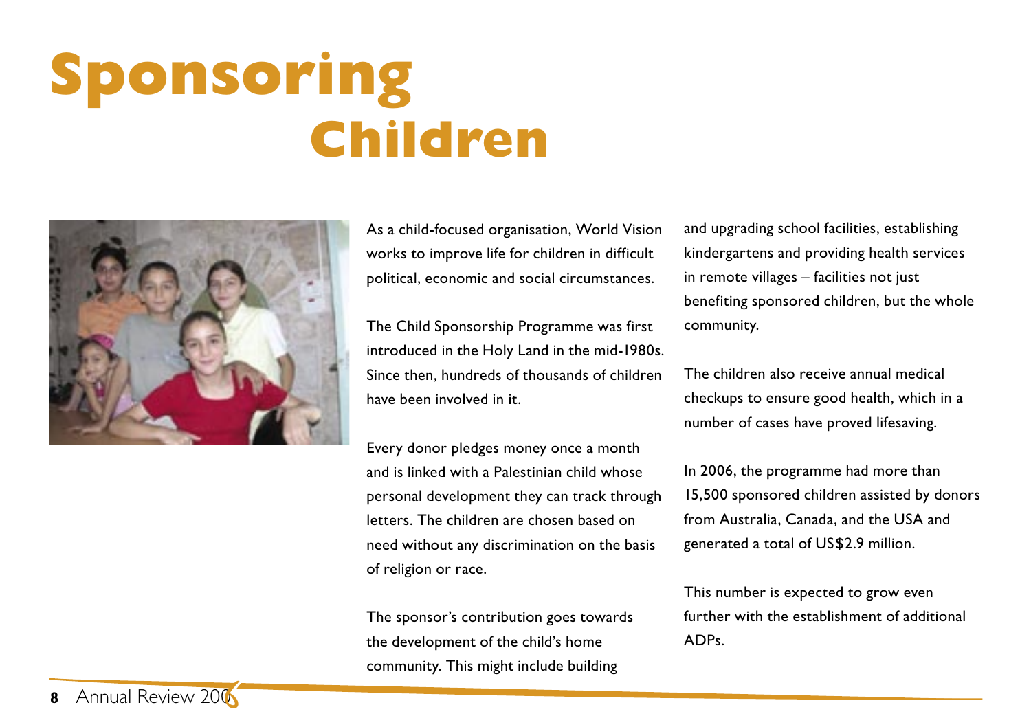# Sponsoring Children

As a child-focused organisation, World Vision works to improve life for children in difficult political, economic and social circumstances.

The Child Sponsorship Programme was first introduced in the Holy Land in the mid-1980s. Since then, hundreds of thousands of children have been involved in it.

Every donor pledges money once a month and is linked with a Palestinian child whose personal development they can track through letters. The children are chosen based on need without any discrimination on the basis of religion or race.

The sponsor's contribution goes towards the development of the child's home community. This might include building and upgrading school facilities, establishing kindergartens and providing health services in remote villages – facilities not just benefiting sponsored children, but the whole community.

The children also receive annual medical checkups to ensure good health, which in a number of cases have proved lifesaving.

In 2006, the programme had more than 15,500 sponsored children assisted by donors from Australia, Canada, and the USA and generated a total of US$2.9 million.

This number is expected to grow even further with the establishment of additional ADPs.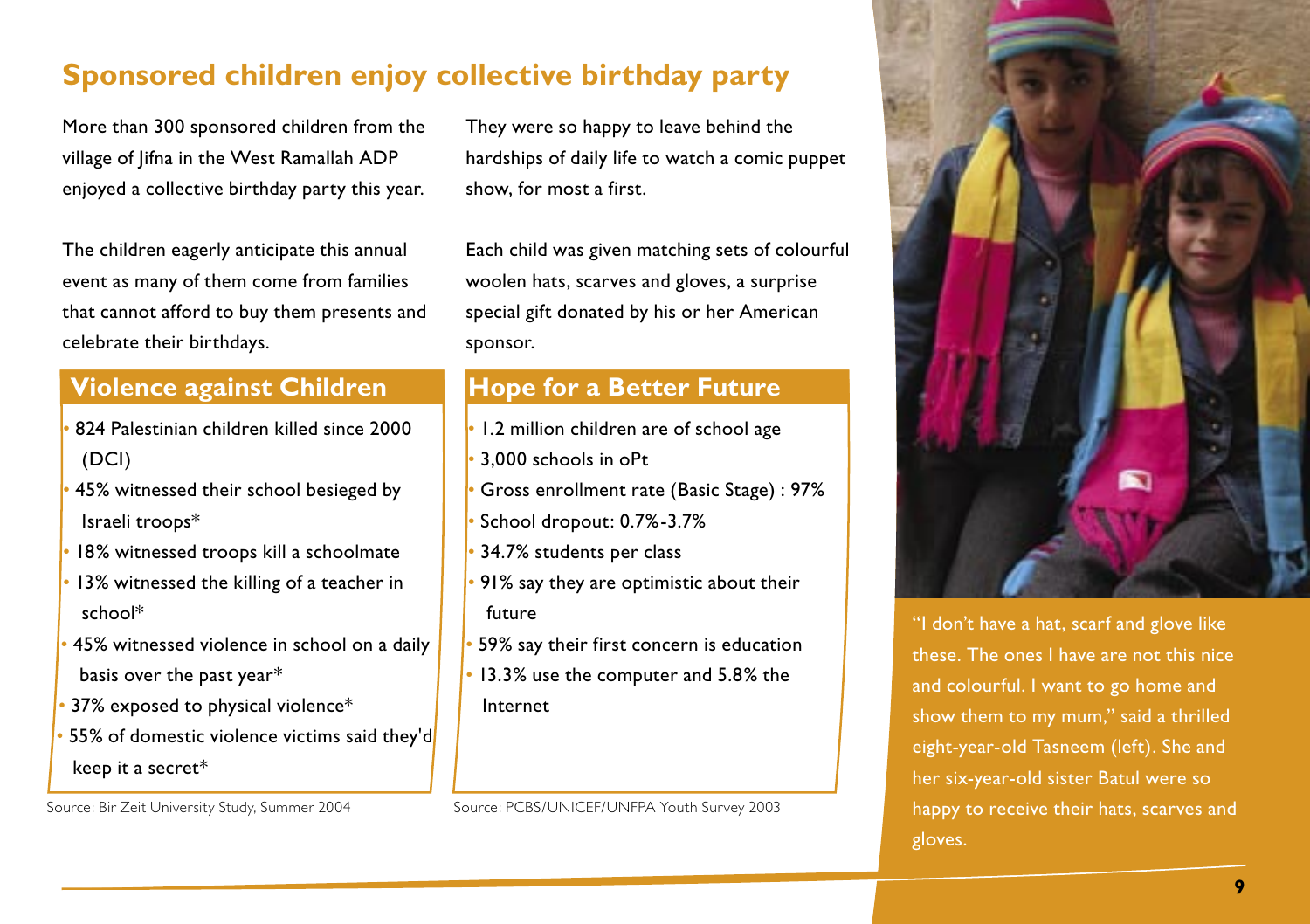## Sponsored children enjoy collective birthday party

More than 300 sponsored children from the village of Jifna in the West Ramallah ADP enjoyed a collective birthday party this year.

The children eagerly anticipate this annual event as many of them come from families that cannot afford to buy them presents and celebrate their birthdays.

They were so happy to leave behind the hardships of daily life to watch a comic puppet show, for most a first.

Each child was given matching sets of colourful woolen hats, scarves and gloves, a surprise special gift donated by his or her American sponsor.

### Violence against Children

- 824 Palestinian children killed since 2000 (DCI)
- 45% witnessed their school besieged by Israeli troops*
- 18% witnessed troops kill a schoolmate
- 13% witnessed the killing of a teacher in school*
- 45% witnessed violence in school on a daily basis over the past year*
- 37% exposed to physical violence*
- 55% of domestic violence victims said they'd keep it a secret*

Source: Bir Zeit University Study, Summer 2004

### Hope for a Better Future

- 1.2 million children are of school age
- 3,000 schools in oPt
- Gross enrollment rate (Basic Stage) : 97%
- School dropout: 0.7%-3.7%
- 34.7% students per class
- 91% say they are optimistic about their future
- 59% say their first concern is education
- 13.3% use the computer and 5.8% the Internet

Source: PCBS/UNICEF/UNFPA Youth Survey 2003

"I don't have a hat, scarf and glove like these. The ones I have are not this nice and colourful. I want to go home and show them to my mum," said a thrilled eight-year-old Tasneem (left). She and her six-year-old sister Batul were so happy to receive their hats, scarves and gloves.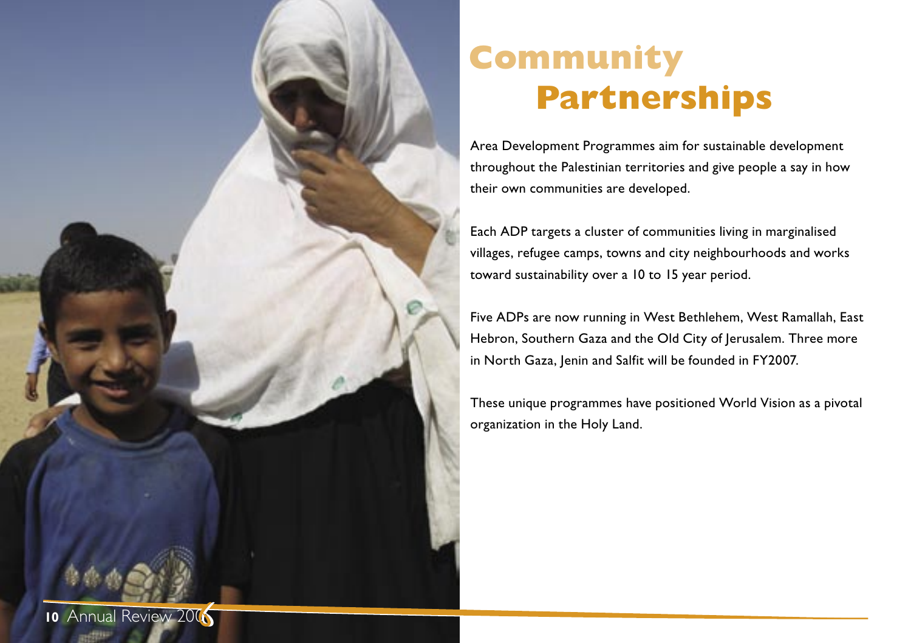# Community Partnerships

Area Development Programmes aim for sustainable development throughout the Palestinian territories and give people a say in how their own communities are developed.

Each ADP targets a cluster of communities living in marginalised villages, refugee camps, towns and city neighbourhoods and works toward sustainability over a 10 to 15 year period.

Five ADPs are now running in West Bethlehem, West Ramallah, East Hebron, Southern Gaza and the Old City of Jerusalem. Three more in North Gaza, Jenin and Salfit will be founded in FY2007.

These unique programmes have positioned World Vision as a pivotal organization in the Holy Land.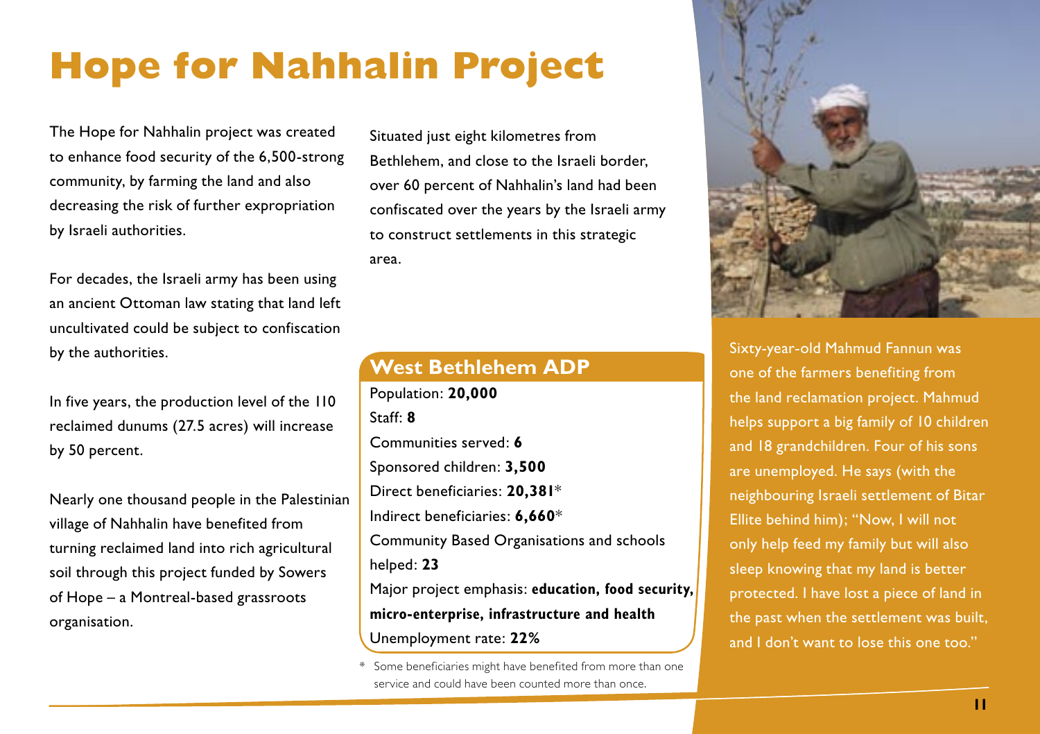# Hope for Nahhalin Project

The Hope for Nahhalin project was created to enhance food security of the 6,500-strong community, by farming the land and also decreasing the risk of further expropriation by Israeli authorities.

For decades, the Israeli army has been using an ancient Ottoman law stating that land left uncultivated could be subject to confiscation by the authorities.

In five years, the production level of the 110 reclaimed dunums (27.5 acres) will increase by 50 percent.

Nearly one thousand people in the Palestinian village of Nahhalin have benefited from turning reclaimed land into rich agricultural soil through this project funded by Sowers of Hope – a Montreal-based grassroots organisation.

Situated just eight kilometres from Bethlehem, and close to the Israeli border, over 60 percent of Nahhalin's land had been confiscated over the years by the Israeli army to construct settlements in this strategic area.

## West Bethlehem ADP

Population: **20,000**
Staff: **8**
Communities served: **6**
Sponsored children: **3,500**
Direct beneficiaries: **20,381***
Indirect beneficiaries: **6,660***
Community Based Organisations and schools helped: **23**
Major project emphasis: **education, food security, micro-enterprise, infrastructure and health**
Unemployment rate: **22%**

* Some beneficiaries might have benefited from more than one service and could have been counted more than once.

Sixty-year-old Mahmud Fannun was one of the farmers benefiting from the land reclamation project. Mahmud helps support a big family of 10 children and 18 grandchildren. Four of his sons are unemployed. He says (with the neighbouring Israeli settlement of Bitar Ellite behind him); "Now, I will not only help feed my family but will also sleep knowing that my land is better protected. I have lost a piece of land in the past when the settlement was built, and I don't want to lose this one too."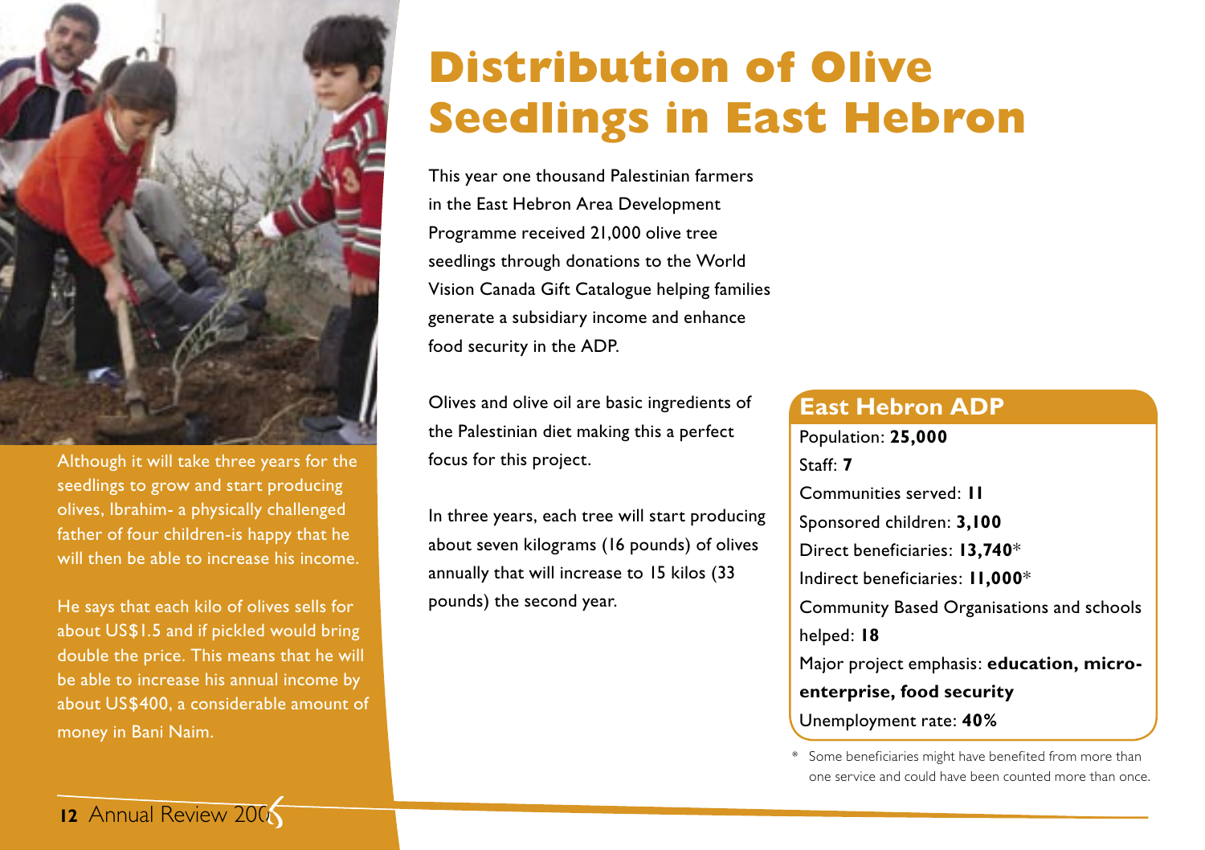# Distribution of Olive Seedlings in East Hebron

This year one thousand Palestinian farmers in the East Hebron Area Development Programme received 21,000 olive tree seedlings through donations to the World Vision Canada Gift Catalogue helping families generate a subsidiary income and enhance food security in the ADP.

Olives and olive oil are basic ingredients of the Palestinian diet making this a perfect focus for this project.

In three years, each tree will start producing about seven kilograms (16 pounds) of olives annually that will increase to 15 kilos (33 pounds) the second year.

Although it will take three years for the seedlings to grow and start producing olives, Ibrahim- a physically challenged father of four children-is happy that he will then be able to increase his income.

He says that each kilo of olives sells for about US$1.5 and if pickled would bring double the price. This means that he will be able to increase his annual income by about US$400, a considerable amount of money in Bani Naim.

## East Hebron ADP

Population: **25,000**
Staff: **7**
Communities served: **11**
Sponsored children: **3,100**
Direct beneficiaries: **13,740***
Indirect beneficiaries: **11,000***
Community Based Organisations and schools helped: **18**
Major project emphasis: **education, micro-enterprise, food security**
Unemployment rate: **40%**

* Some beneficiaries might have benefited from more than one service and could have been counted more than once.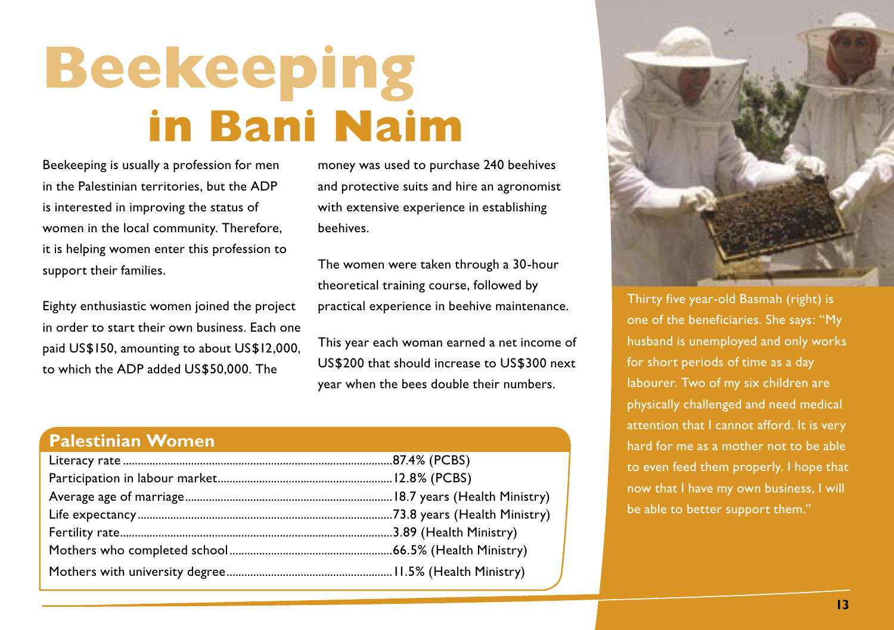# Beekeeping in Bani Naim

Beekeeping is usually a profession for men in the Palestinian territories, but the ADP is interested in improving the status of women in the local community. Therefore, it is helping women enter this profession to support their families.

Eighty enthusiastic women joined the project in order to start their own business. Each one paid US$150, amounting to about US$12,000, to which the ADP added US$50,000. The money was used to purchase 240 beehives and protective suits and hire an agronomist with extensive experience in establishing beehives.

The women were taken through a 30-hour theoretical training course, followed by practical experience in beehive maintenance.

This year each woman earned a net income of US$200 that should increase to US$300 next year when the bees double their numbers.

## Palestinian Women

| Indicator | Value |
|---|---|
| Literacy rate | 87.4% (PCBS) |
| Participation in labour market | 12.8% (PCBS) |
| Average age of marriage | 18.7 years (Health Ministry) |
| Life expectancy | 73.8 years (Health Ministry) |
| Fertility rate | 3.89 (Health Ministry) |
| Mothers who completed school | 66.5% (Health Ministry) |
| Mothers with university degree | 11.5% (Health Ministry) |

Thirty five year-old Basmah (right) is one of the beneficiaries. She says: "My husband is unemployed and only works for short periods of time as a day labourer. Two of my six children are physically challenged and need medical attention that I cannot afford. It is very hard for me as a mother not to be able to even feed them properly. I hope that now that I have my own business, I will be able to better support them."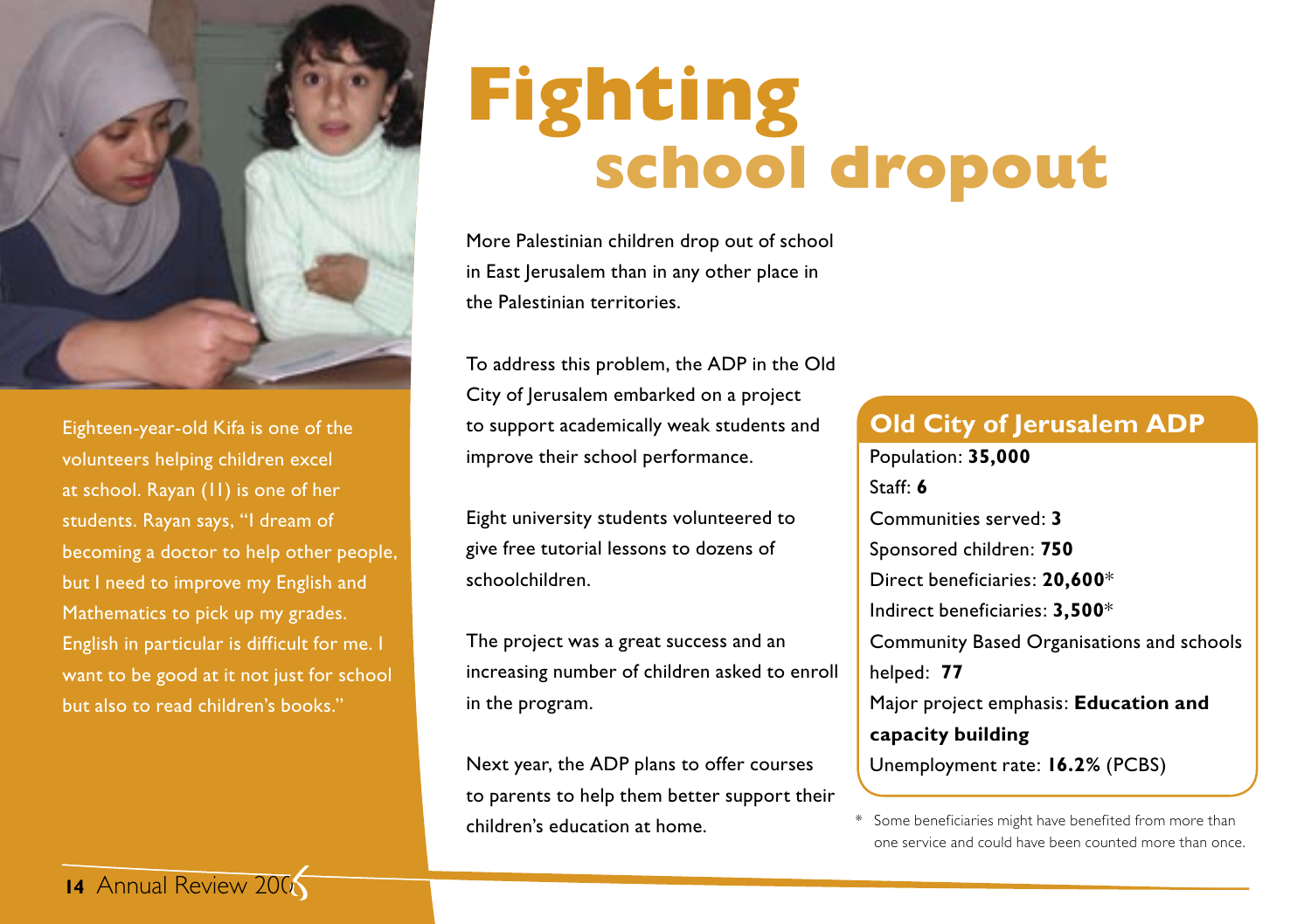# Fighting school dropout

Eighteen-year-old Kifa is one of the volunteers helping children excel at school. Rayan (11) is one of her students. Rayan says, "I dream of becoming a doctor to help other people, but I need to improve my English and Mathematics to pick up my grades. English in particular is difficult for me. I want to be good at it not just for school but also to read children's books."

More Palestinian children drop out of school in East Jerusalem than in any other place in the Palestinian territories.

To address this problem, the ADP in the Old City of Jerusalem embarked on a project to support academically weak students and improve their school performance.

Eight university students volunteered to give free tutorial lessons to dozens of schoolchildren.

The project was a great success and an increasing number of children asked to enroll in the program.

Next year, the ADP plans to offer courses to parents to help them better support their children's education at home.

## Old City of Jerusalem ADP

Population: **35,000**
Staff: **6**
Communities served: **3**
Sponsored children: **750**
Direct beneficiaries: **20,600***
Indirect beneficiaries: **3,500***
Community Based Organisations and schools helped: **77**
Major project emphasis: **Education and capacity building**
Unemployment rate: **16.2%** (PCBS)

* Some beneficiaries might have benefited from more than one service and could have been counted more than once.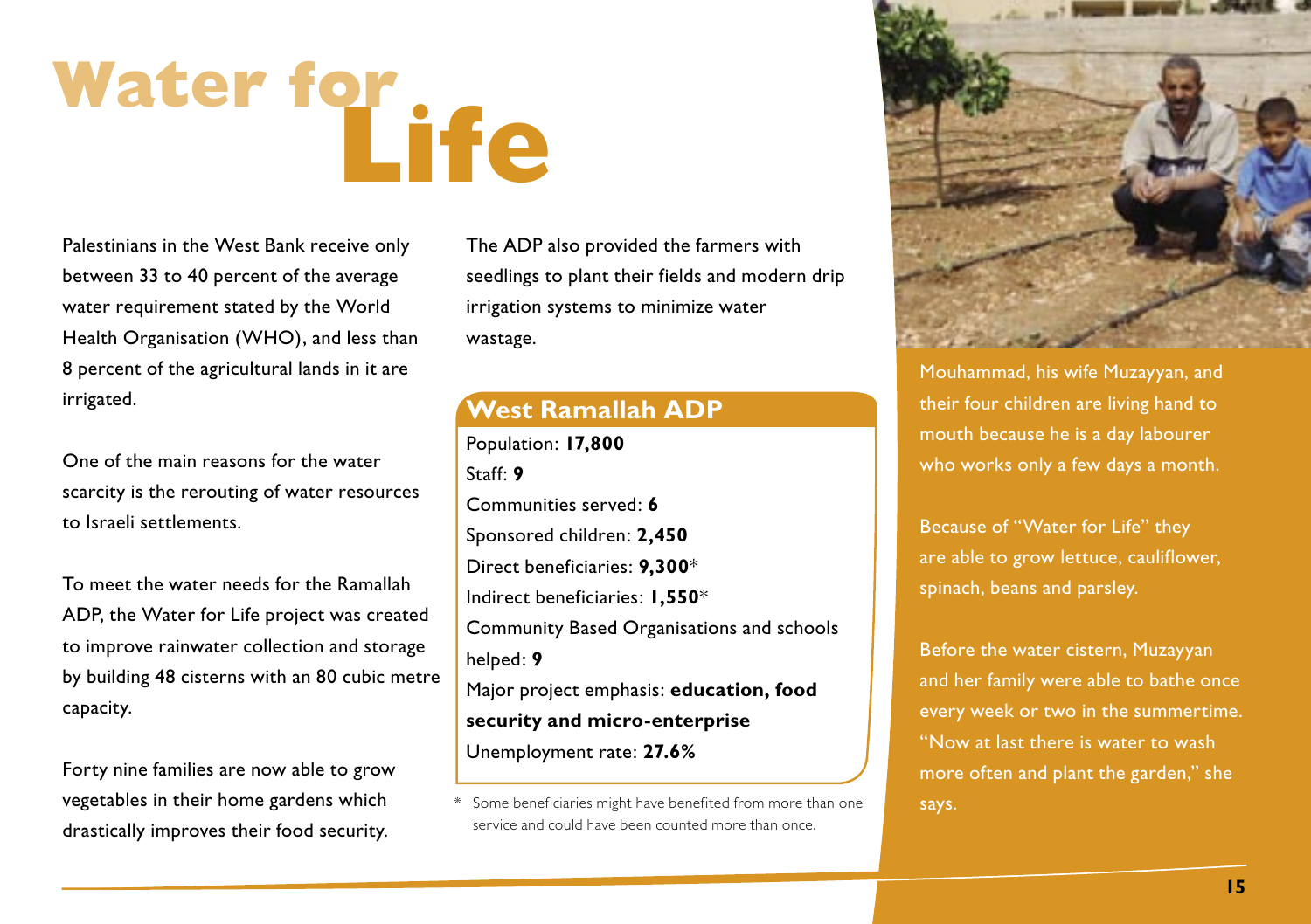# Water for Life

Palestinians in the West Bank receive only between 33 to 40 percent of the average water requirement stated by the World Health Organisation (WHO), and less than 8 percent of the agricultural lands in it are irrigated.

One of the main reasons for the water scarcity is the rerouting of water resources to Israeli settlements.

To meet the water needs for the Ramallah ADP, the Water for Life project was created to improve rainwater collection and storage by building 48 cisterns with an 80 cubic metre capacity.

Forty nine families are now able to grow vegetables in their home gardens which drastically improves their food security.

The ADP also provided the farmers with seedlings to plant their fields and modern drip irrigation systems to minimize water wastage.

## West Ramallah ADP

Population: **17,800**
Staff: **9**
Communities served: **6**
Sponsored children: **2,450**
Direct beneficiaries: **9,300***
Indirect beneficiaries: **1,550***
Community Based Organisations and schools helped: **9**
Major project emphasis: **education, food security and micro-enterprise**
Unemployment rate: **27.6%**

* Some beneficiaries might have benefited from more than one service and could have been counted more than once.

Mouhammad, his wife Muzayyan, and their four children are living hand to mouth because he is a day labourer who works only a few days a month.

Because of "Water for Life" they are able to grow lettuce, cauliflower, spinach, beans and parsley.

Before the water cistern, Muzayyan and her family were able to bathe once every week or two in the summertime. "Now at last there is water to wash more often and plant the garden," she says.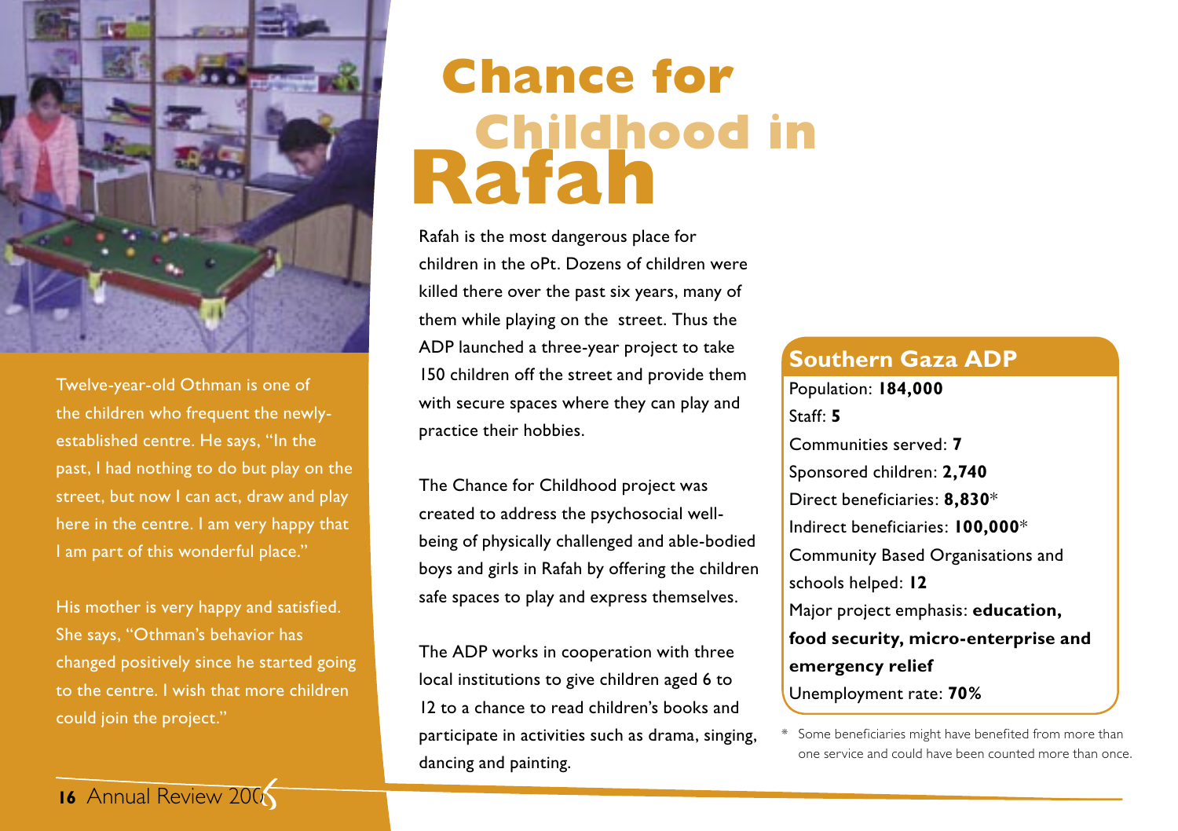# Chance for Childhood in Rafah

Twelve-year-old Othman is one of the children who frequent the newly-established centre. He says, "In the past, I had nothing to do but play on the street, but now I can act, draw and play here in the centre. I am very happy that I am part of this wonderful place."

His mother is very happy and satisfied. She says, "Othman's behavior has changed positively since he started going to the centre. I wish that more children could join the project."

Rafah is the most dangerous place for children in the oPt. Dozens of children were killed there over the past six years, many of them while playing on the street. Thus the ADP launched a three-year project to take 150 children off the street and provide them with secure spaces where they can play and practice their hobbies.

The Chance for Childhood project was created to address the psychosocial well-being of physically challenged and able-bodied boys and girls in Rafah by offering the children safe spaces to play and express themselves.

The ADP works in cooperation with three local institutions to give children aged 6 to 12 to a chance to read children's books and participate in activities such as drama, singing, dancing and painting.

## Southern Gaza ADP

Population: **184,000**
Staff: **5**
Communities served: **7**
Sponsored children: **2,740**
Direct beneficiaries: **8,830***
Indirect beneficiaries: **100,000***
Community Based Organisations and schools helped: **12**
Major project emphasis: **education, food security, micro-enterprise and emergency relief**
Unemployment rate: **70%**

* Some beneficiaries might have benefited from more than one service and could have been counted more than once.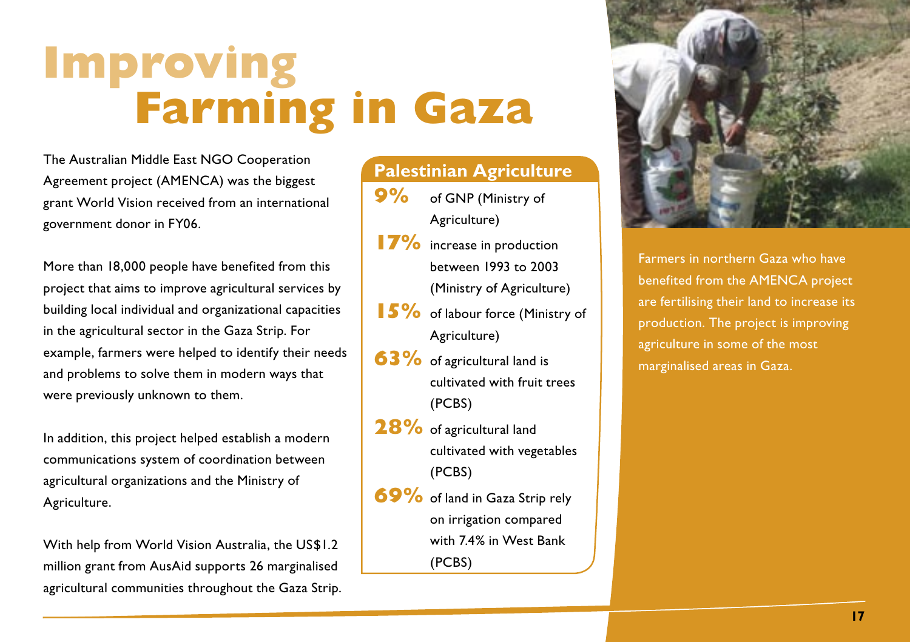# Improving Farming in Gaza

The Australian Middle East NGO Cooperation Agreement project (AMENCA) was the biggest grant World Vision received from an international government donor in FY06.

More than 18,000 people have benefited from this project that aims to improve agricultural services by building local individual and organizational capacities in the agricultural sector in the Gaza Strip. For example, farmers were helped to identify their needs and problems to solve them in modern ways that were previously unknown to them.

In addition, this project helped establish a modern communications system of coordination between agricultural organizations and the Ministry of Agriculture.

With help from World Vision Australia, the US$1.2 million grant from AusAid supports 26 marginalised agricultural communities throughout the Gaza Strip.

## Palestinian Agriculture

- **9%** of GNP (Ministry of Agriculture)
- **17%** increase in production between 1993 to 2003 (Ministry of Agriculture)
- **15%** of labour force (Ministry of Agriculture)
- **63%** of agricultural land is cultivated with fruit trees (PCBS)
- **28%** of agricultural land cultivated with vegetables (PCBS)
- **69%** of land in Gaza Strip rely on irrigation compared with 7.4% in West Bank (PCBS)

Farmers in northern Gaza who have benefited from the AMENCA project are fertilising their land to increase its production. The project is improving agriculture in some of the most marginalised areas in Gaza.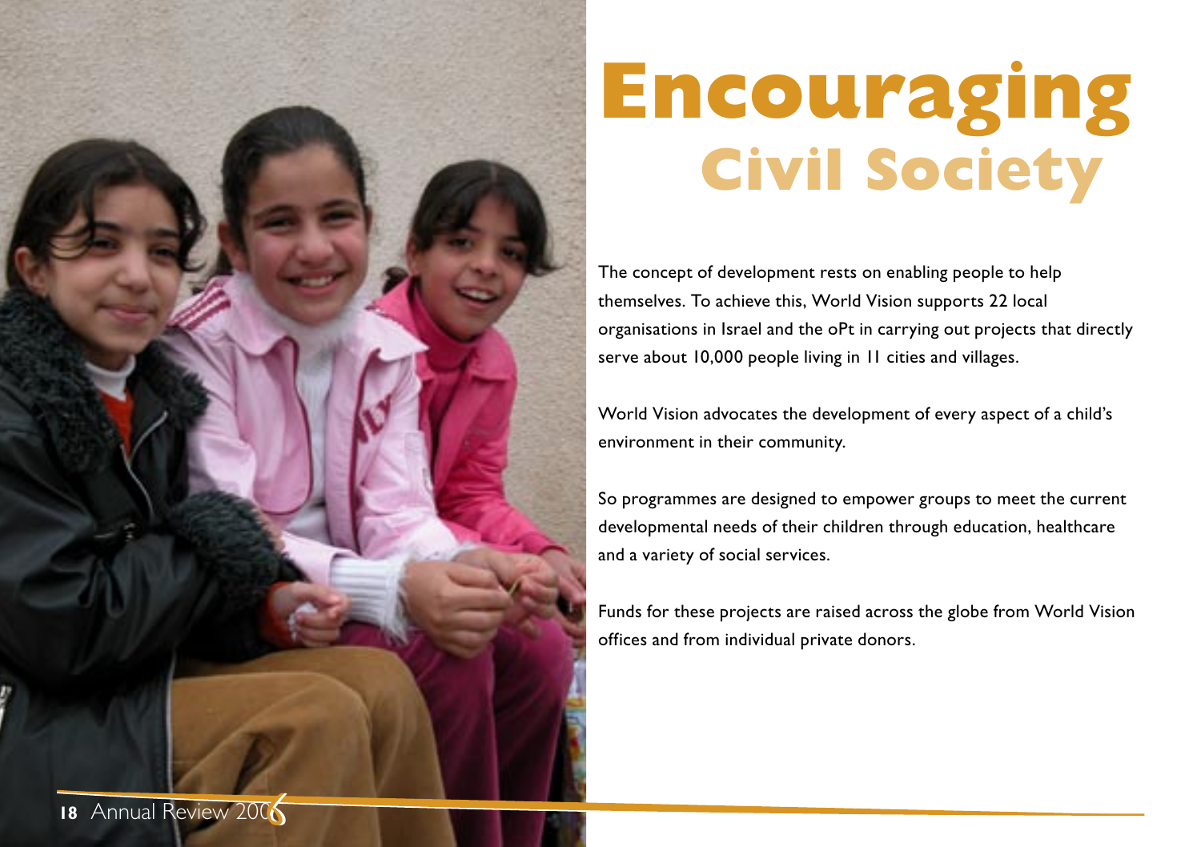# Encouraging Civil Society

The concept of development rests on enabling people to help themselves. To achieve this, World Vision supports 22 local organisations in Israel and the oPt in carrying out projects that directly serve about 10,000 people living in 11 cities and villages.

World Vision advocates the development of every aspect of a child's environment in their community.

So programmes are designed to empower groups to meet the current developmental needs of their children through education, healthcare and a variety of social services.

Funds for these projects are raised across the globe from World Vision offices and from individual private donors.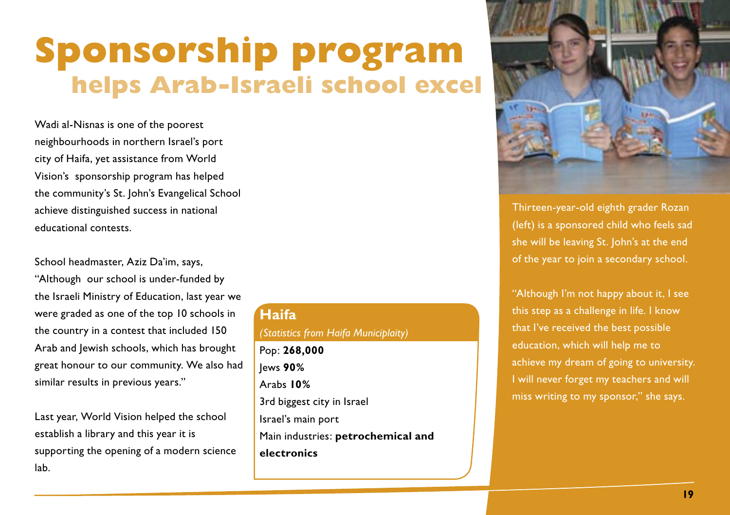# Sponsorship program

## helps Arab-Israeli school excel

Wadi al-Nisnas is one of the poorest neighbourhoods in northern Israel's port city of Haifa, yet assistance from World Vision's sponsorship program has helped the community's St. John's Evangelical School achieve distinguished success in national educational contests.

School headmaster, Aziz Da'im, says, "Although our school is under-funded by the Israeli Ministry of Education, last year we were graded as one of the top 10 schools in the country in a contest that included 150 Arab and Jewish schools, which has brought great honour to our community. We also had similar results in previous years."

Last year, World Vision helped the school establish a library and this year it is supporting the opening of a modern science lab.

### Haifa

*(Statistics from Haifa Municiplaity)*

Pop: **268,000**
Jews **90%**
Arabs **10%**
3rd biggest city in Israel
Israel's main port
Main industries: **petrochemical and electronics**

Thirteen-year-old eighth grader Rozan (left) is a sponsored child who feels sad she will be leaving St. John's at the end of the year to join a secondary school.

"Although I'm not happy about it, I see this step as a challenge in life. I know that I've received the best possible education, which will help me to achieve my dream of going to university. I will never forget my teachers and will miss writing to my sponsor," she says.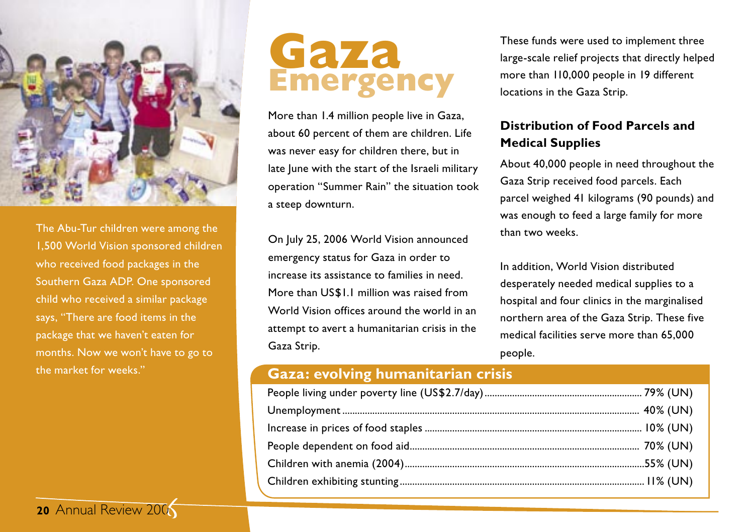# Gaza Emergency

The Abu-Tur children were among the 1,500 World Vision sponsored children who received food packages in the Southern Gaza ADP. One sponsored child who received a similar package says, "There are food items in the package that we haven't eaten for months. Now we won't have to go to the market for weeks."

More than 1.4 million people live in Gaza, about 60 percent of them are children. Life was never easy for children there, but in late June with the start of the Israeli military operation "Summer Rain" the situation took a steep downturn.

On July 25, 2006 World Vision announced emergency status for Gaza in order to increase its assistance to families in need. More than US$1.1 million was raised from World Vision offices around the world in an attempt to avert a humanitarian crisis in the Gaza Strip.

These funds were used to implement three large-scale relief projects that directly helped more than 110,000 people in 19 different locations in the Gaza Strip.

## Distribution of Food Parcels and Medical Supplies

About 40,000 people in need throughout the Gaza Strip received food parcels. Each parcel weighed 41 kilograms (90 pounds) and was enough to feed a large family for more than two weeks.

In addition, World Vision distributed desperately needed medical supplies to a hospital and four clinics in the marginalised northern area of the Gaza Strip. These five medical facilities serve more than 65,000 people.

## Gaza: evolving humanitarian crisis

| | |
|---|---|
| People living under poverty line (US$2.7/day) | 79% (UN) |
| Unemployment | 40% (UN) |
| Increase in prices of food staples | 10% (UN) |
| People dependent on food aid | 70% (UN) |
| Children with anemia (2004) | 55% (UN) |
| Children exhibiting stunting | 11% (UN) |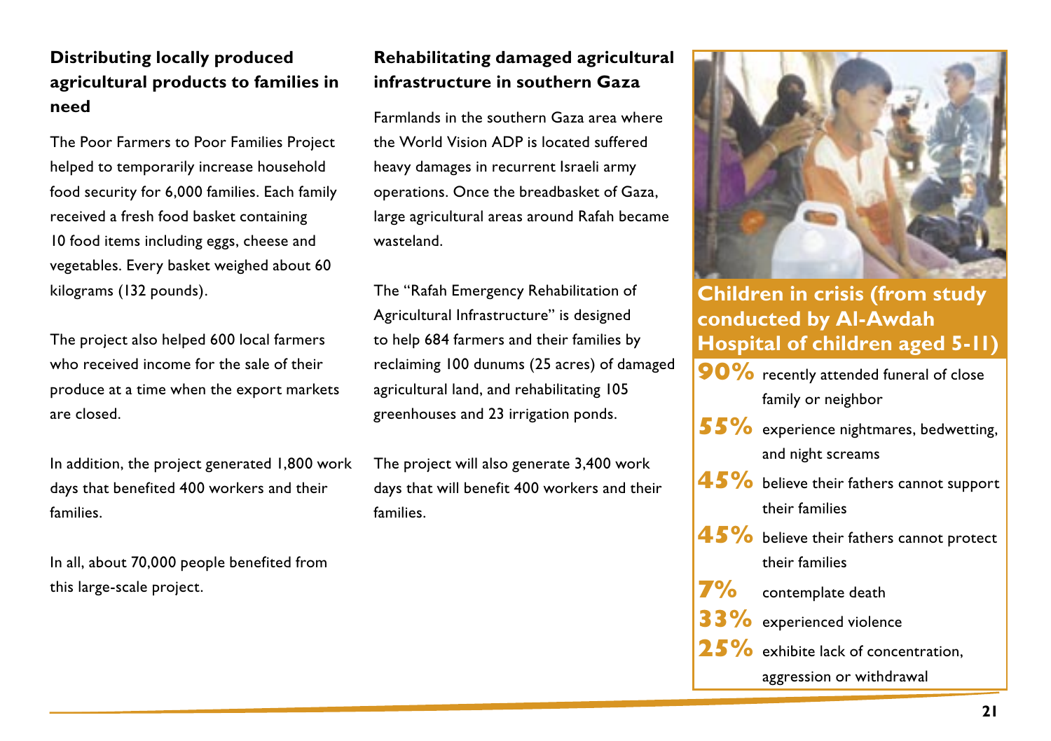### Distributing locally produced agricultural products to families in need

The Poor Farmers to Poor Families Project helped to temporarily increase household food security for 6,000 families. Each family received a fresh food basket containing 10 food items including eggs, cheese and vegetables. Every basket weighed about 60 kilograms (132 pounds).

The project also helped 600 local farmers who received income for the sale of their produce at a time when the export markets are closed.

In addition, the project generated 1,800 work days that benefited 400 workers and their families.

In all, about 70,000 people benefited from this large-scale project.

### Rehabilitating damaged agricultural infrastructure in southern Gaza

Farmlands in the southern Gaza area where the World Vision ADP is located suffered heavy damages in recurrent Israeli army operations. Once the breadbasket of Gaza, large agricultural areas around Rafah became wasteland.

The "Rafah Emergency Rehabilitation of Agricultural Infrastructure" is designed to help 684 farmers and their families by reclaiming 100 dunums (25 acres) of damaged agricultural land, and rehabilitating 105 greenhouses and 23 irrigation ponds.

The project will also generate 3,400 work days that will benefit 400 workers and their families.

### Children in crisis (from study conducted by Al-Awdah Hospital of children aged 5-11)

- **90%** recently attended funeral of close family or neighbor
- **55%** experience nightmares, bedwetting, and night screams
- **45%** believe their fathers cannot support their families
- **45%** believe their fathers cannot protect their families
- **7%** contemplate death
- **33%** experienced violence
- **25%** exhibite lack of concentration, aggression or withdrawal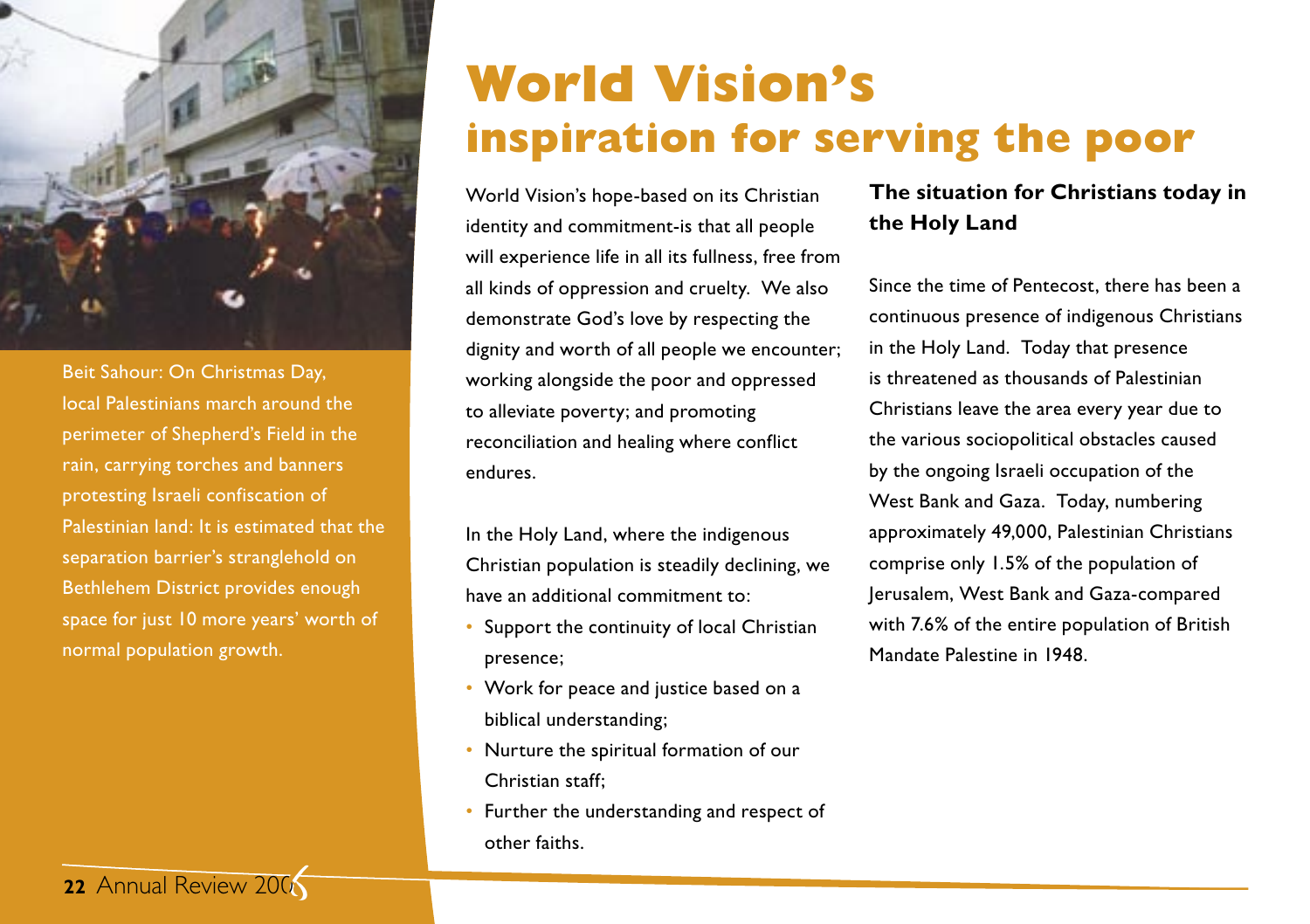Beit Sahour: On Christmas Day, local Palestinians march around the perimeter of Shepherd's Field in the rain, carrying torches and banners protesting Israeli confiscation of Palestinian land: It is estimated that the separation barrier's stranglehold on Bethlehem District provides enough space for just 10 more years' worth of normal population growth.

# World Vision's inspiration for serving the poor

World Vision's hope-based on its Christian identity and commitment-is that all people will experience life in all its fullness, free from all kinds of oppression and cruelty. We also demonstrate God's love by respecting the dignity and worth of all people we encounter; working alongside the poor and oppressed to alleviate poverty; and promoting reconciliation and healing where conflict endures.

In the Holy Land, where the indigenous Christian population is steadily declining, we have an additional commitment to:

- Support the continuity of local Christian presence;
- Work for peace and justice based on a biblical understanding;
- Nurture the spiritual formation of our Christian staff;
- Further the understanding and respect of other faiths.

### The situation for Christians today in the Holy Land

Since the time of Pentecost, there has been a continuous presence of indigenous Christians in the Holy Land. Today that presence is threatened as thousands of Palestinian Christians leave the area every year due to the various sociopolitical obstacles caused by the ongoing Israeli occupation of the West Bank and Gaza. Today, numbering approximately 49,000, Palestinian Christians comprise only 1.5% of the population of Jerusalem, West Bank and Gaza-compared with 7.6% of the entire population of British Mandate Palestine in 1948.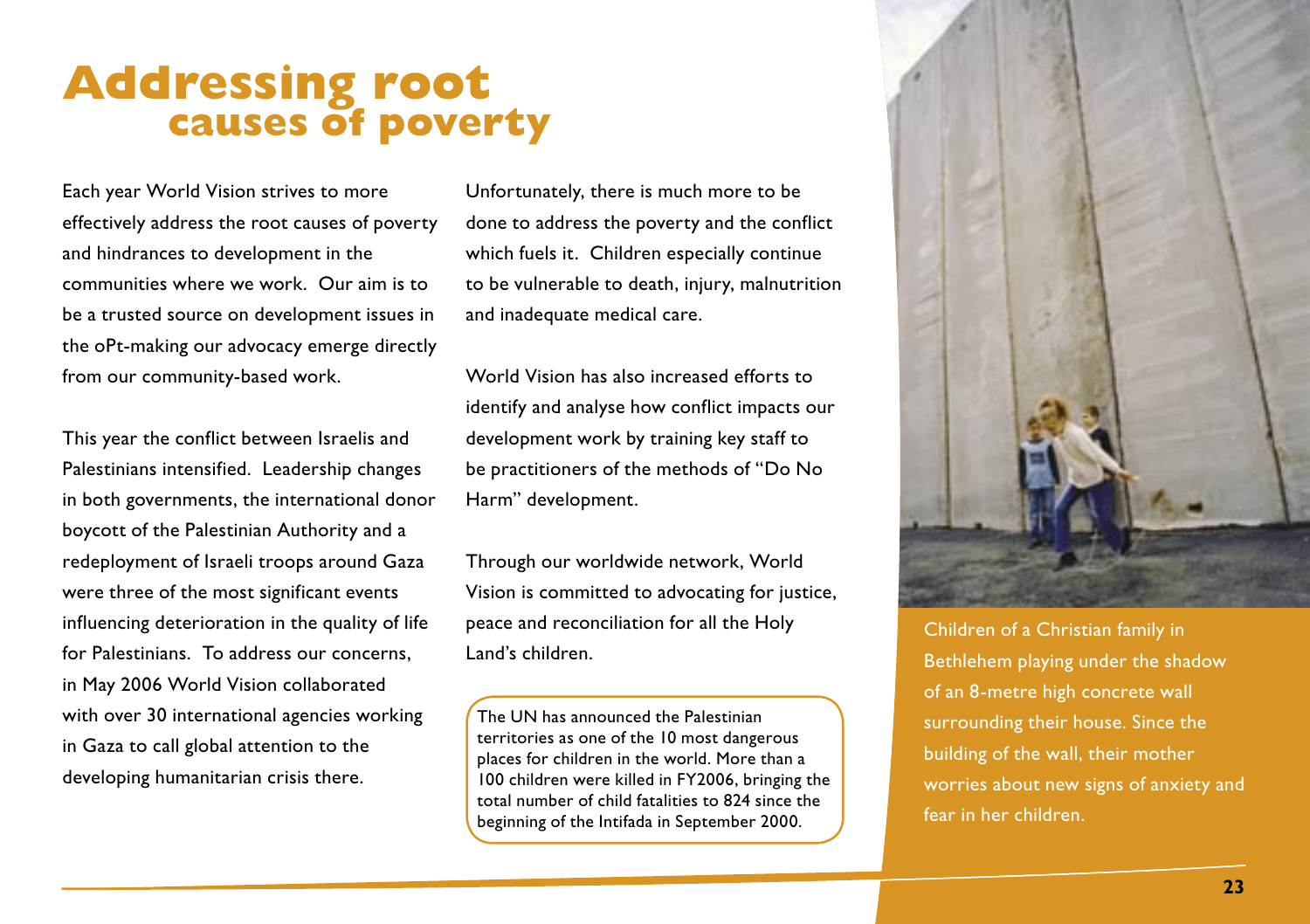# Addressing root causes of poverty

Each year World Vision strives to more effectively address the root causes of poverty and hindrances to development in the communities where we work. Our aim is to be a trusted source on development issues in the oPt-making our advocacy emerge directly from our community-based work.

This year the conflict between Israelis and Palestinians intensified. Leadership changes in both governments, the international donor boycott of the Palestinian Authority and a redeployment of Israeli troops around Gaza were three of the most significant events influencing deterioration in the quality of life for Palestinians. To address our concerns, in May 2006 World Vision collaborated with over 30 international agencies working in Gaza to call global attention to the developing humanitarian crisis there.

Unfortunately, there is much more to be done to address the poverty and the conflict which fuels it. Children especially continue to be vulnerable to death, injury, malnutrition and inadequate medical care.

World Vision has also increased efforts to identify and analyse how conflict impacts our development work by training key staff to be practitioners of the methods of "Do No Harm" development.

Through our worldwide network, World Vision is committed to advocating for justice, peace and reconciliation for all the Holy Land's children.

The UN has announced the Palestinian territories as one of the 10 most dangerous places for children in the world. More than a 100 children were killed in FY2006, bringing the total number of child fatalities to 824 since the beginning of the Intifada in September 2000.

Children of a Christian family in Bethlehem playing under the shadow of an 8-metre high concrete wall surrounding their house. Since the building of the wall, their mother worries about new signs of anxiety and fear in her children.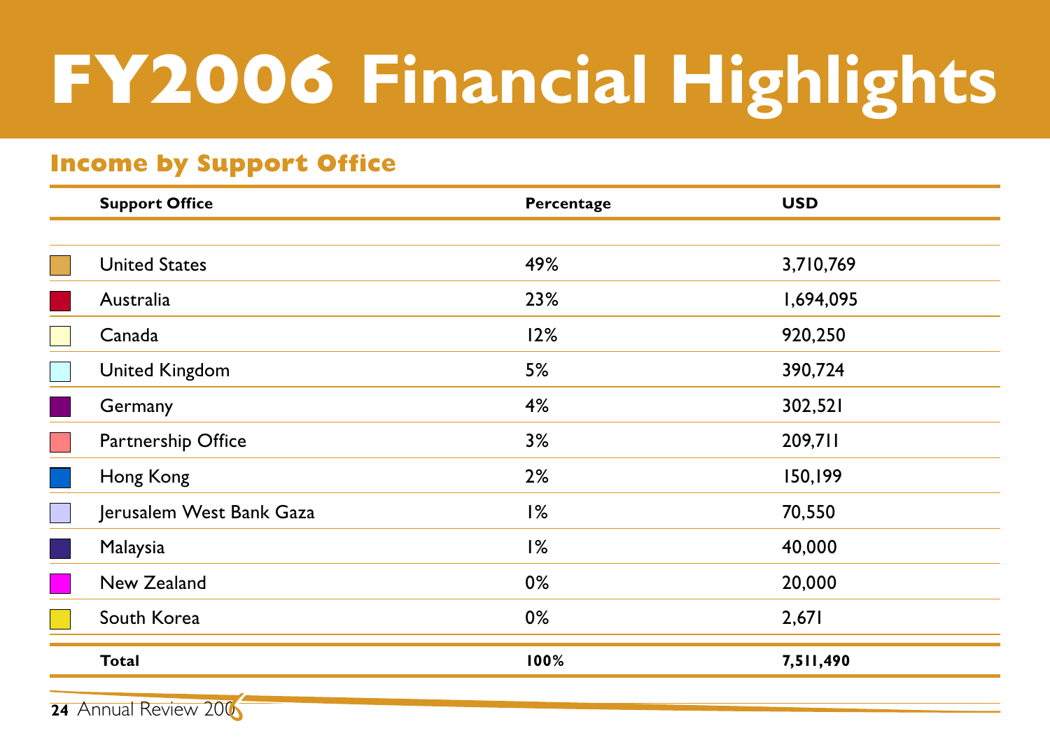# FY2006 Financial Highlights

## Income by Support Office

| Support Office | Percentage | USD |
|---|---|---|
| United States | 49% | 3,710,769 |
| Australia | 23% | 1,694,095 |
| Canada | 12% | 920,250 |
| United Kingdom | 5% | 390,724 |
| Germany | 4% | 302,521 |
| Partnership Office | 3% | 209,711 |
| Hong Kong | 2% | 150,199 |
| Jerusalem West Bank Gaza | 1% | 70,550 |
| Malaysia | 1% | 40,000 |
| New Zealand | 0% | 20,000 |
| South Korea | 0% | 2,671 |
| **Total** | **100%** | **7,511,490** |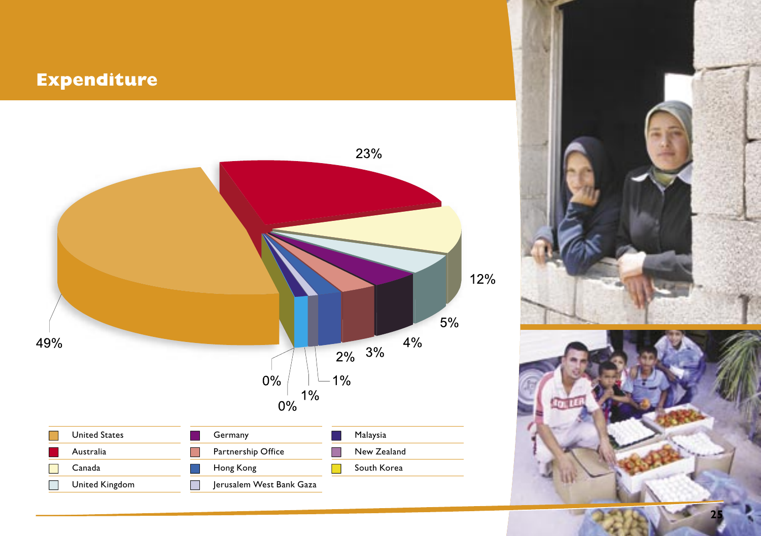## Expenditure

| Legend | Legend | Legend |
|---|---|---|
| United States | Germany | Malaysia |
| Australia | Partnership Office | New Zealand |
| Canada | Hong Kong | South Korea |
| United Kingdom | Jerusalem West Bank Gaza | |

| Region | Percentage |
|---|---|
| United States | 49% |
| Australia | 23% |
| Canada | 12% |
| United Kingdom | 5% |
| Germany | 4% |
| Partnership Office | 3% |
| Hong Kong | 2% |
| Jerusalem West Bank Gaza | 1% |
| Malaysia | 1% |
| New Zealand | 0% |
| South Korea | 0% |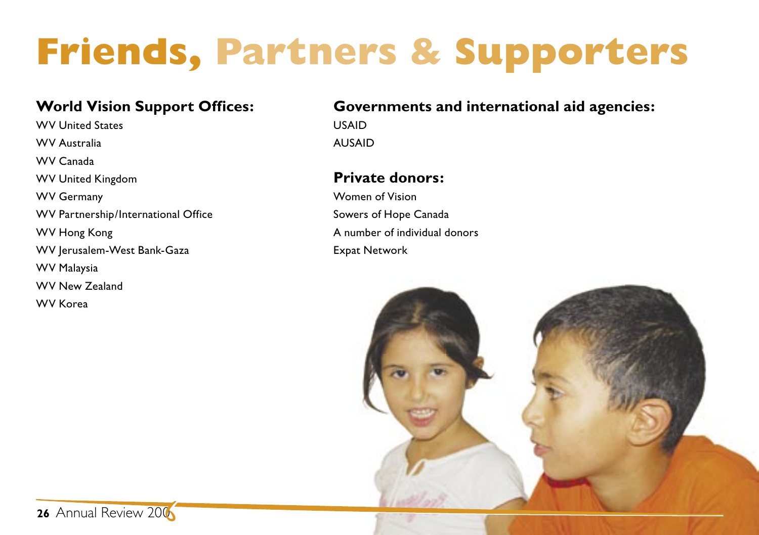# Friends, Partners & Supporters

## World Vision Support Offices:

WV United States

WV Australia

WV Canada

WV United Kingdom

WV Germany

WV Partnership/International Office

WV Hong Kong

WV Jerusalem-West Bank-Gaza

WV Malaysia

WV New Zealand

WV Korea

## Governments and international aid agencies:

USAID

AUSAID

## Private donors:

Women of Vision

Sowers of Hope Canada

A number of individual donors

Expat Network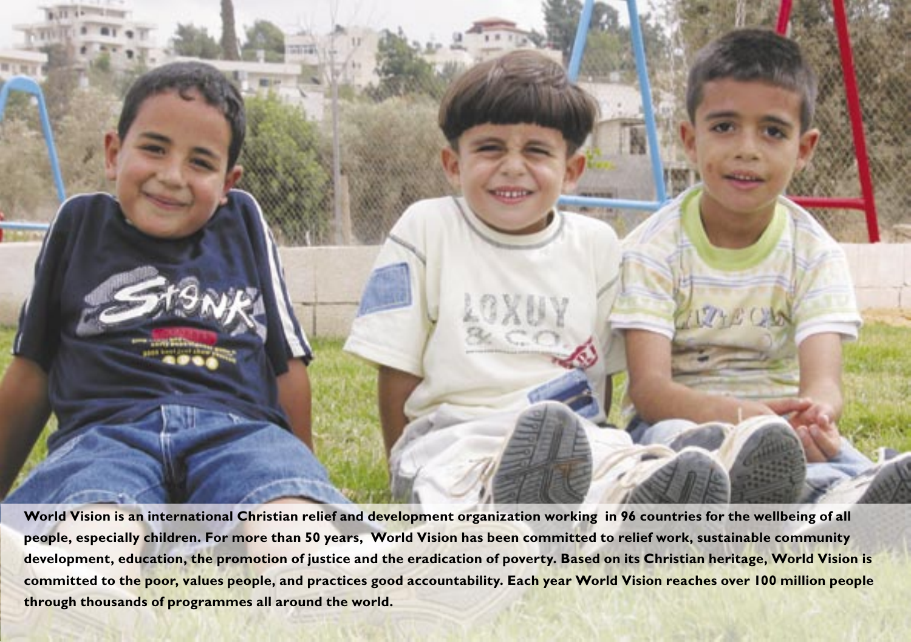**World Vision is an international Christian relief and development organization working in 96 countries for the wellbeing of all people, especially children. For more than 50 years, World Vision has been committed to relief work, sustainable community development, education, the promotion of justice and the eradication of poverty. Based on its Christian heritage, World Vision is committed to the poor, values people, and practices good accountability. Each year World Vision reaches over 100 million people through thousands of programmes all around the world.**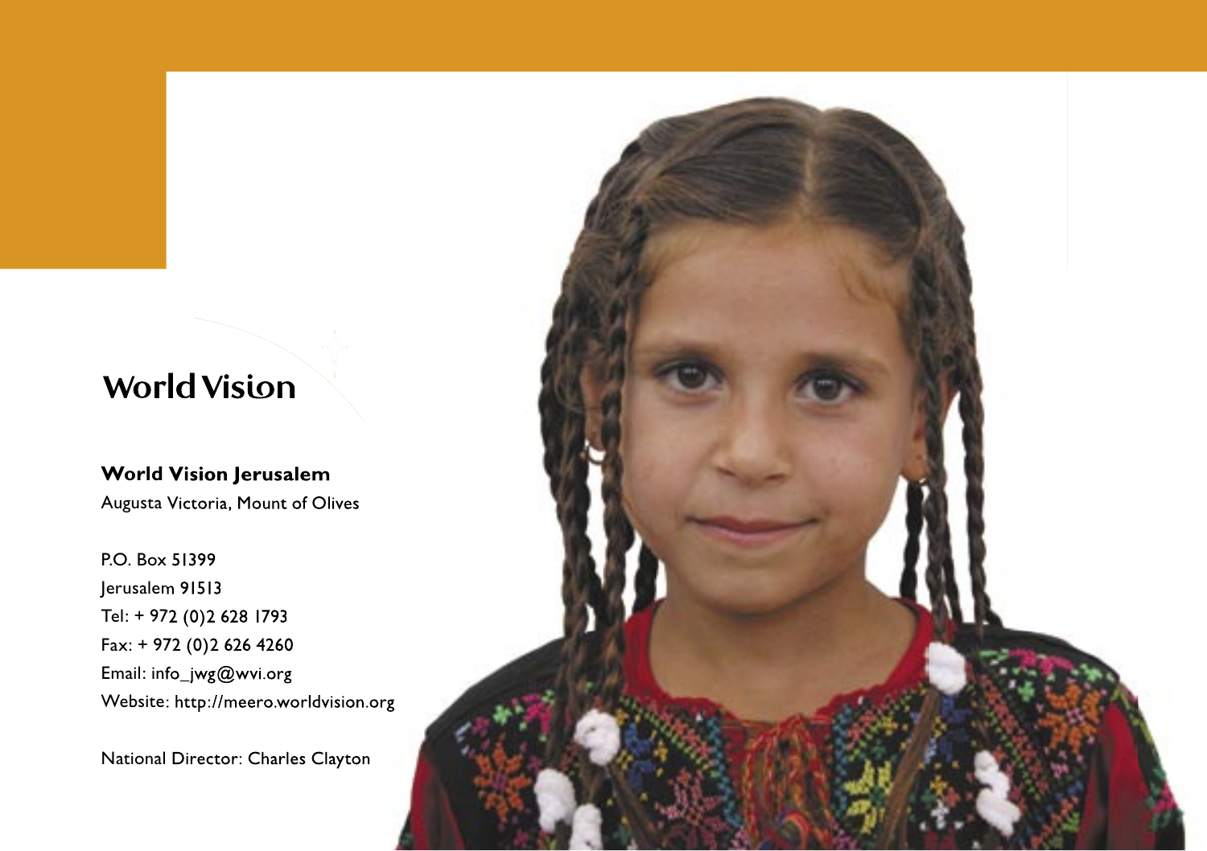World Vision

**World Vision Jerusalem**
Augusta Victoria, Mount of Olives

P.O. Box 51399
Jerusalem 91513
Tel: + 972 (0)2 628 1793
Fax: + 972 (0)2 626 4260
Email: info_jwg@wvi.org
Website: http://meero.worldvision.org

National Director: Charles Clayton